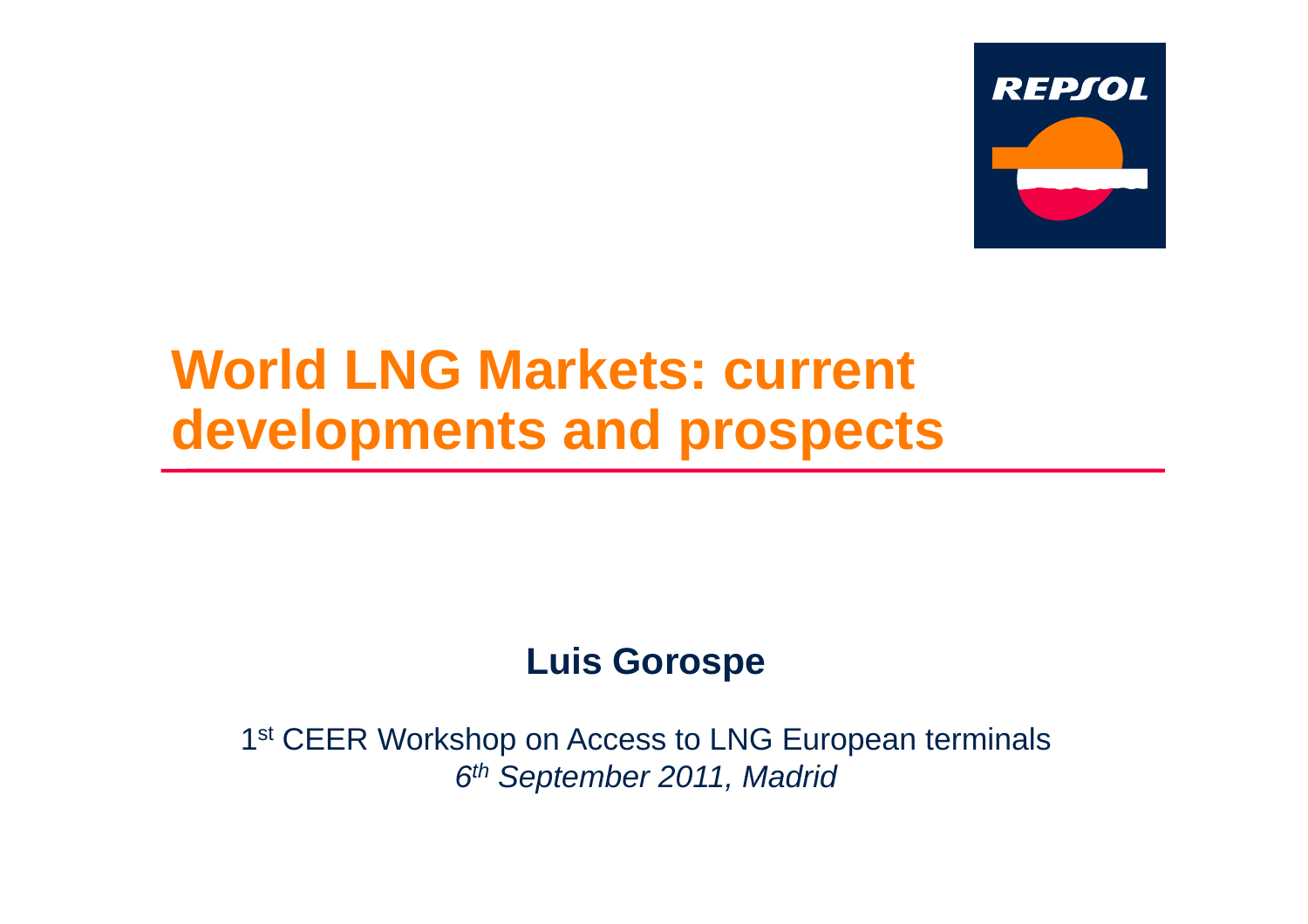# World LNG Markets: current developments and prospects

**Luis Gorospe**

1st CEER Workshop on Access to LNG European terminals

*6th September 2011, Madrid*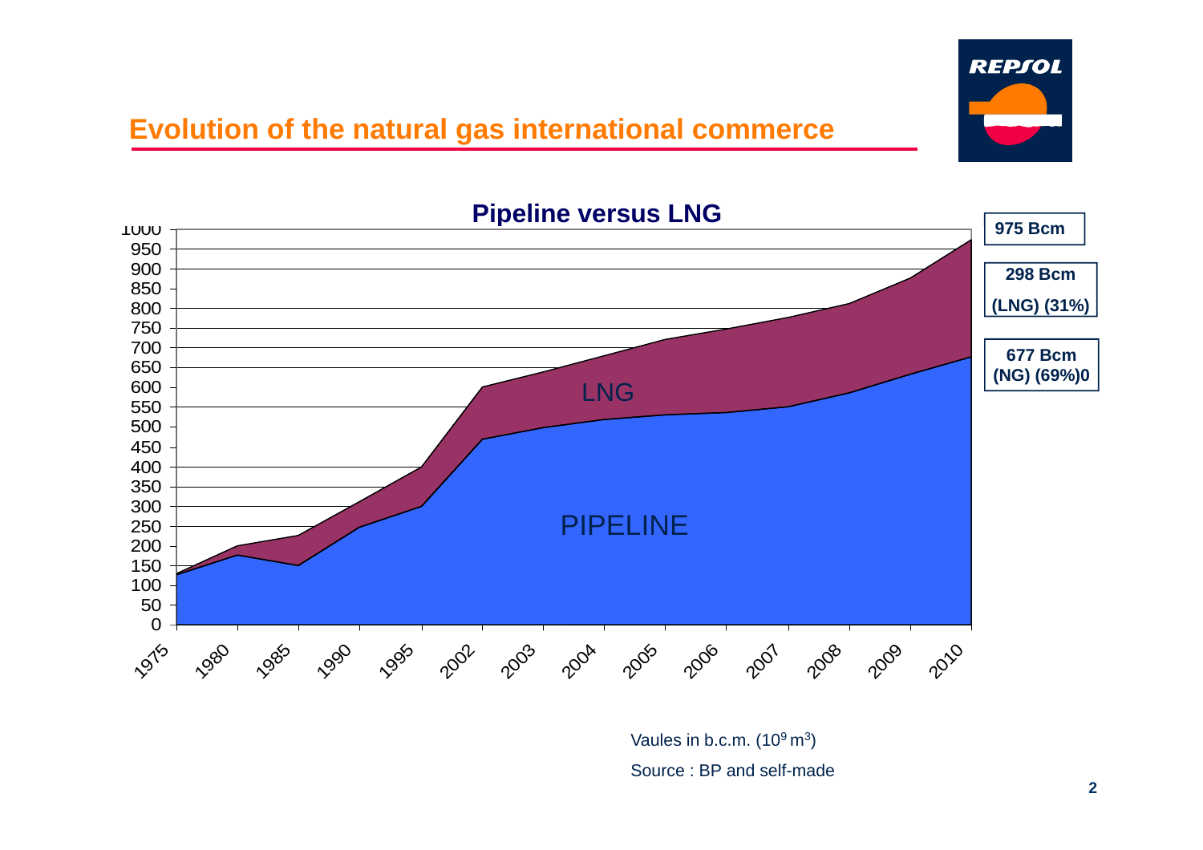## Evolution of the natural gas international commerce

**Pipeline versus LNG**

| | |
|---|---|
| **975 Bcm** | |
| **298 Bcm (LNG) (31%)** | |
| **677 Bcm (NG) (69%)0** | |

LNG

PIPELINE

Vaules in b.c.m. ($10^9$ $m^3$)

Source : BP and self-made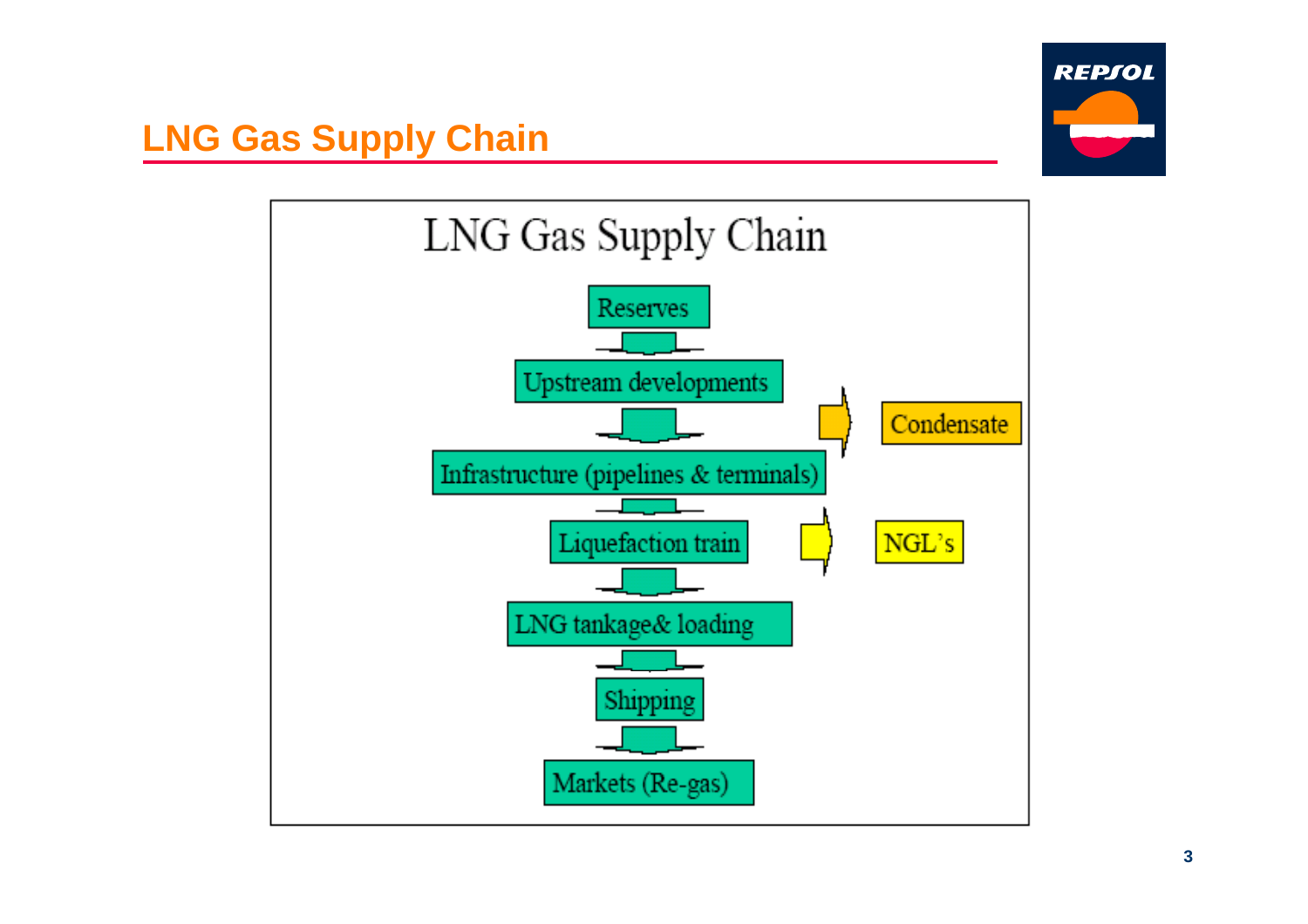# LNG Gas Supply Chain

## LNG Gas Supply Chain

- Reserves
- Upstream developments → Condensate
- Infrastructure (pipelines & terminals)
- Liquefaction train → NGL's
- LNG tankage& loading
- Shipping
- Markets (Re-gas)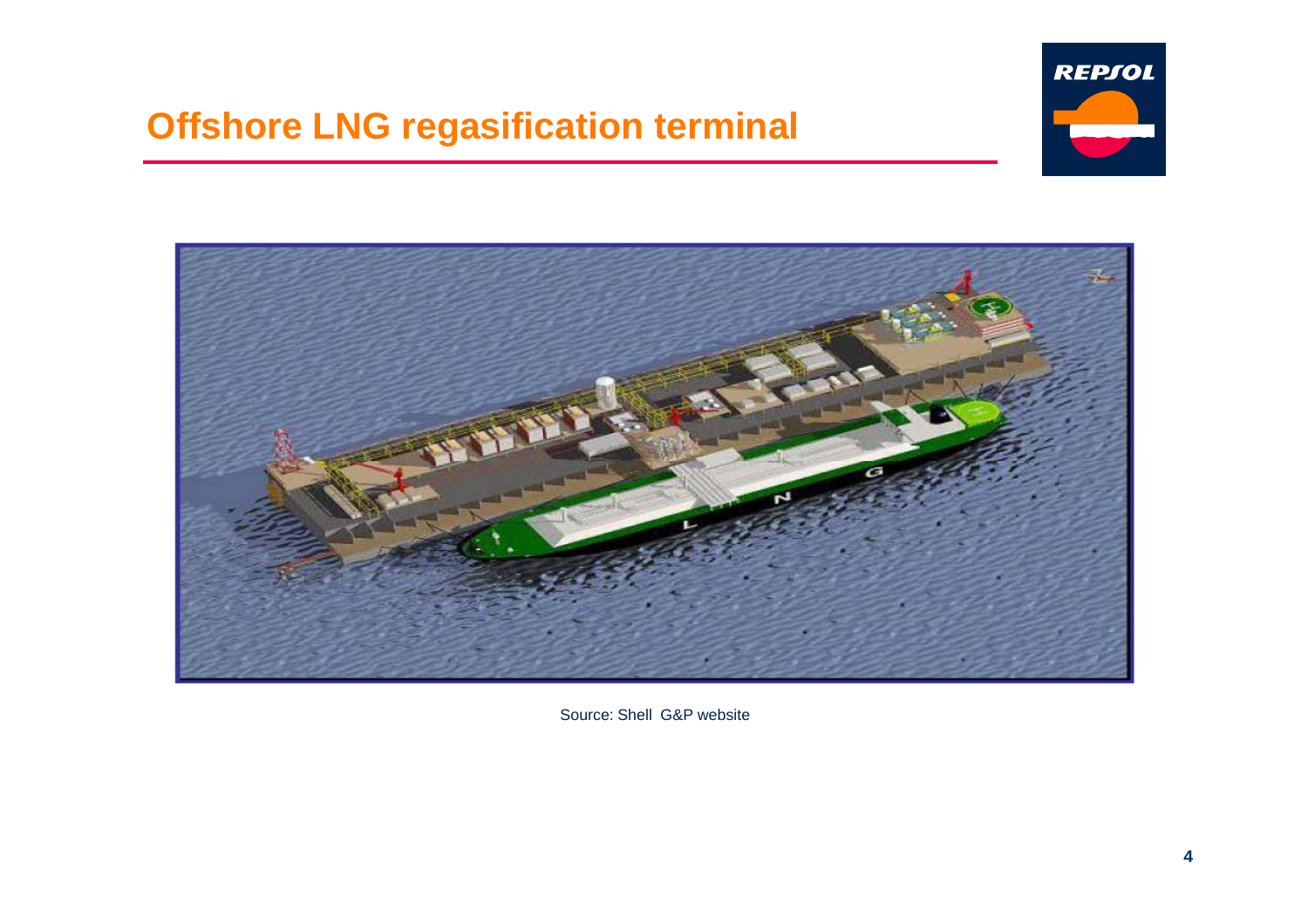# Offshore LNG regasification terminal

Source: Shell G&P website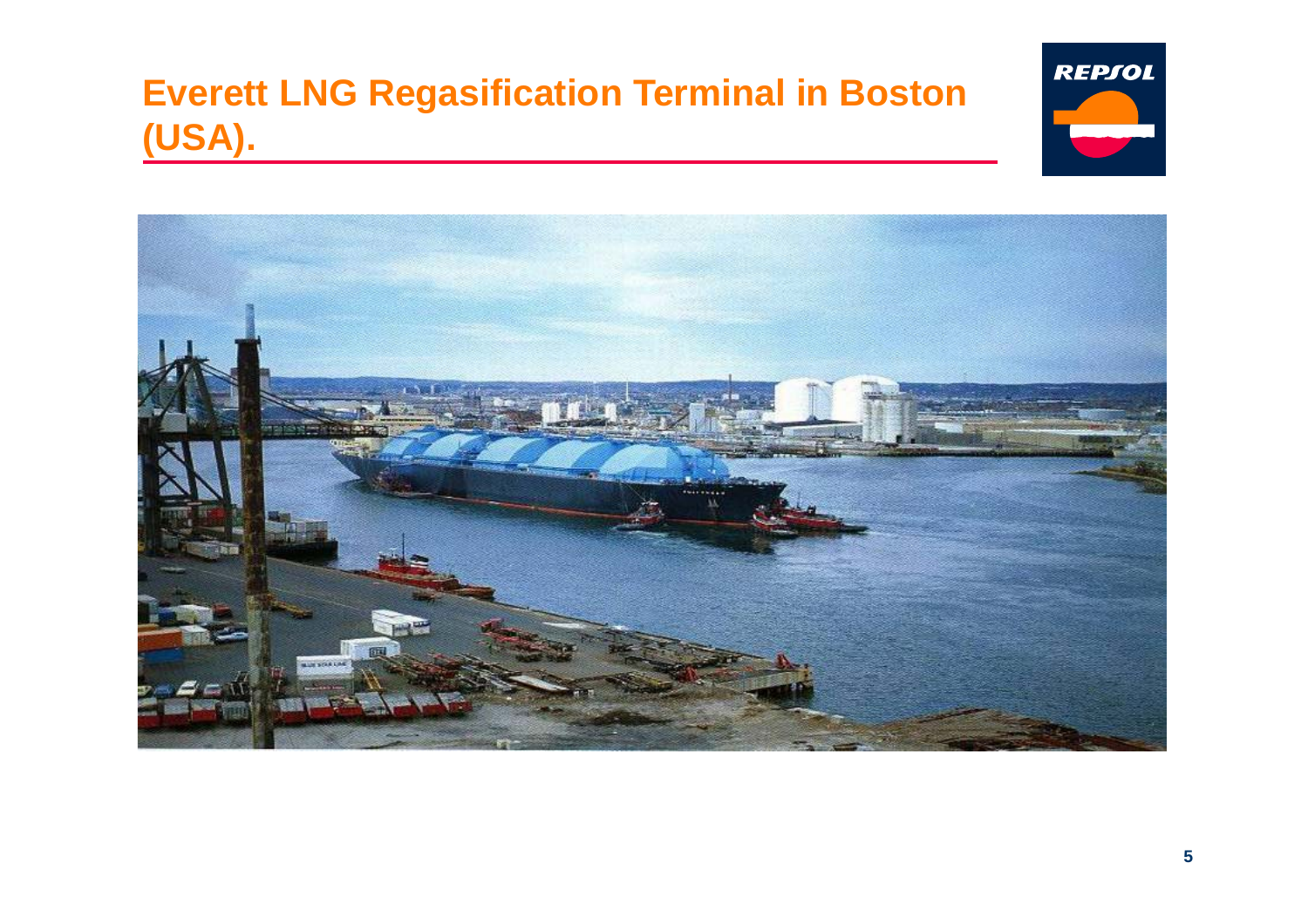# Everett LNG Regasification Terminal in Boston (USA).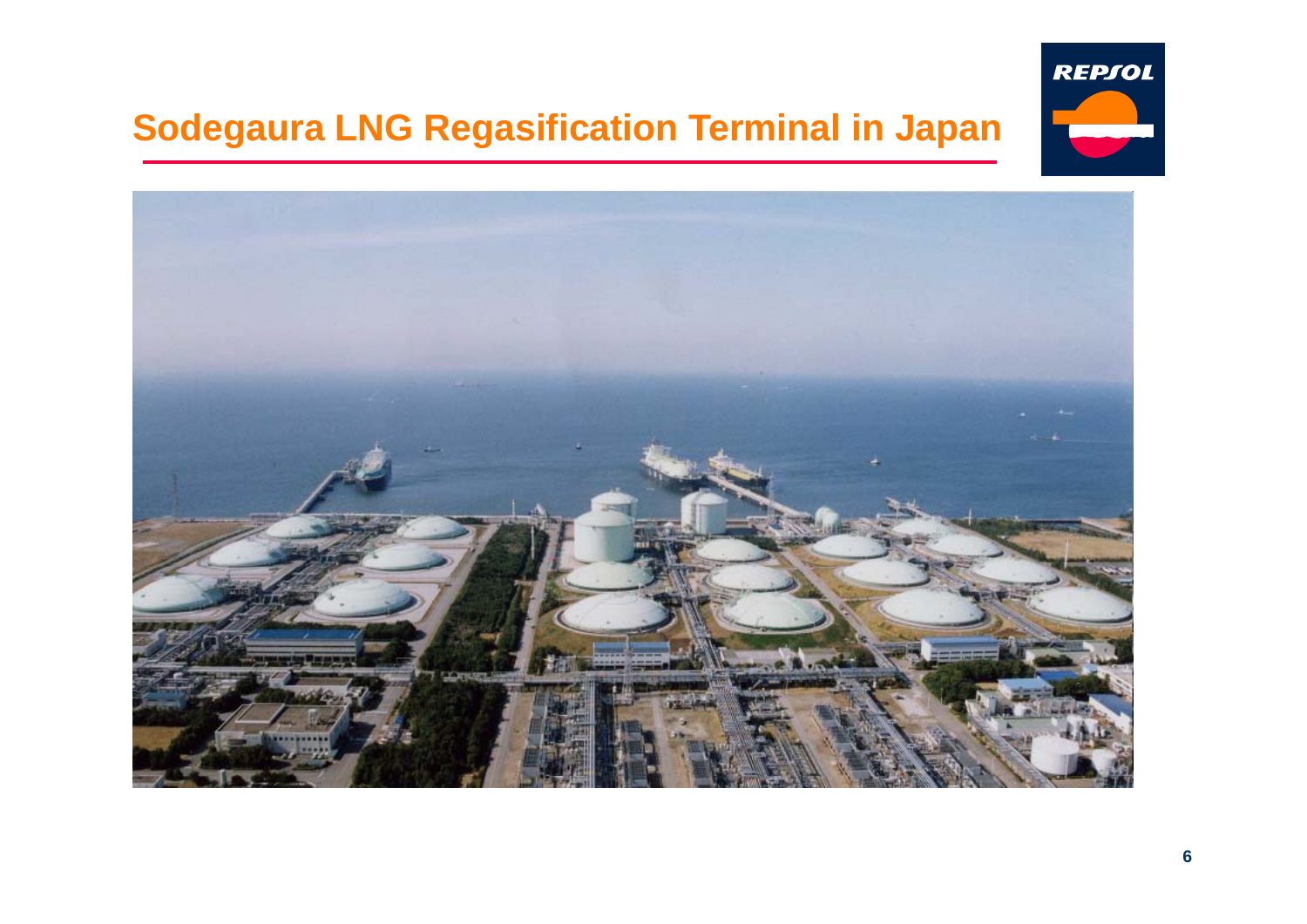# Sodegaura LNG Regasification Terminal in Japan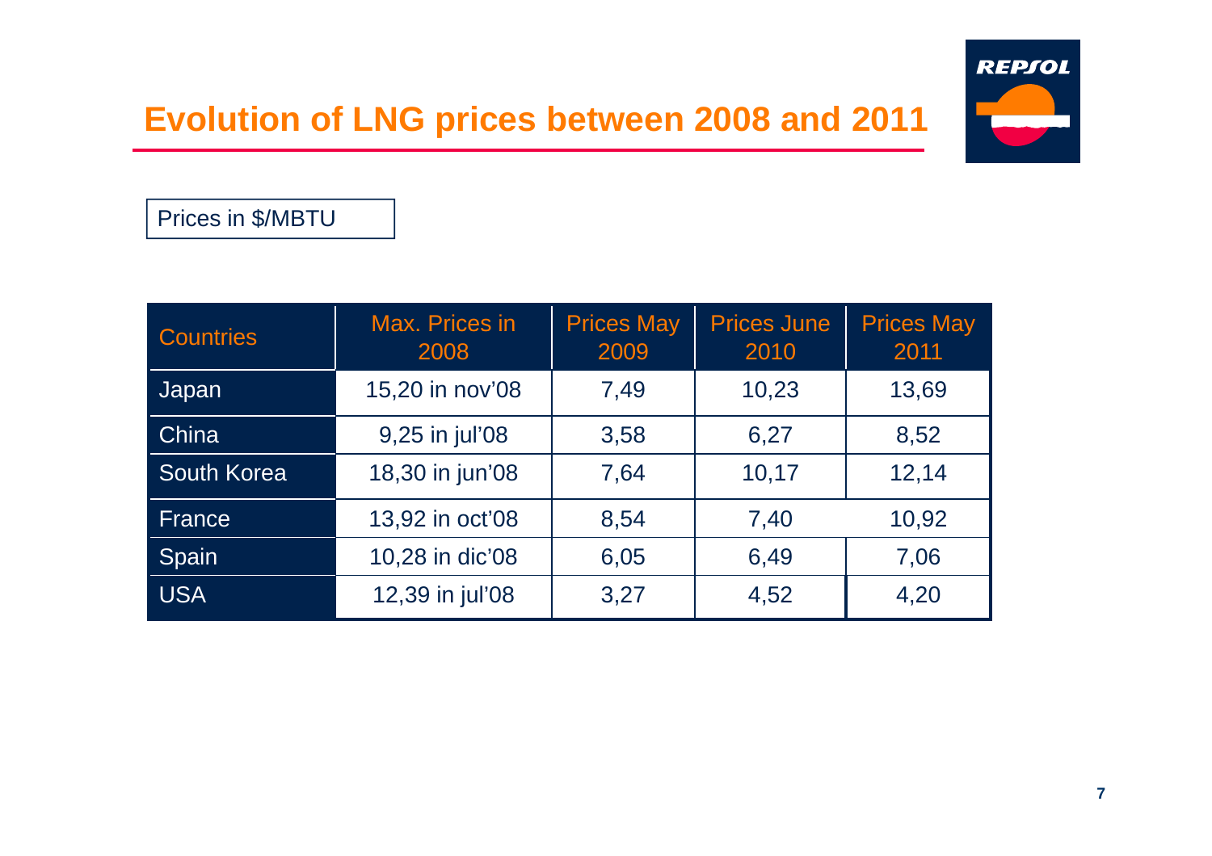# Evolution of LNG prices between 2008 and 2011

Prices in $/MBTU

| Countries | Max. Prices in 2008 | Prices May 2009 | Prices June 2010 | Prices May 2011 |
|---|---|---|---|---|
| Japan | 15,20 in nov'08 | 7,49 | 10,23 | 13,69 |
| China | 9,25 in jul'08 | 3,58 | 6,27 | 8,52 |
| South Korea | 18,30 in jun'08 | 7,64 | 10,17 | 12,14 |
| France | 13,92 in oct'08 | 8,54 | 7,40 | 10,92 |
| Spain | 10,28 in dic'08 | 6,05 | 6,49 | 7,06 |
| USA | 12,39 in jul'08 | 3,27 | 4,52 | 4,20 |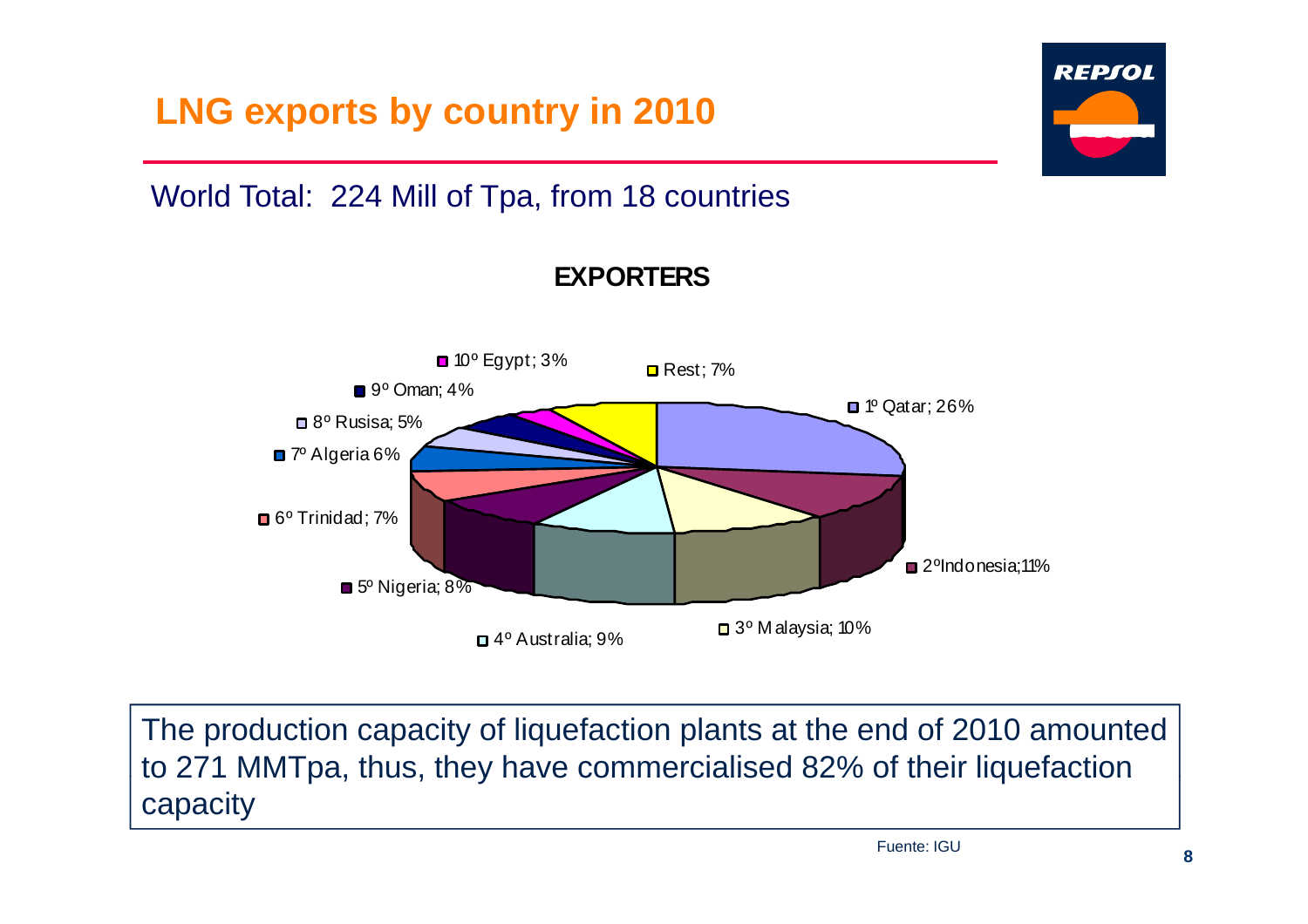# LNG exports by country in 2010

World Total: 224 Mill of Tpa, from 18 countries

**EXPORTERS**

| Exporter | Share |
| --- | --- |
| 1º Qatar | 26% |
| 2º Indonesia | 11% |
| 3º Malaysia | 10% |
| 4º Australia | 9% |
| 5º Nigeria | 8% |
| 6º Trinidad | 7% |
| 7º Algeria | 6% |
| 8º Rusisa | 5% |
| 9º Oman | 4% |
| 10º Egypt | 3% |
| Rest | 7% |

The production capacity of liquefaction plants at the end of 2010 amounted to 271 MMTpa, thus, they have commercialised 82% of their liquefaction capacity

Fuente: IGU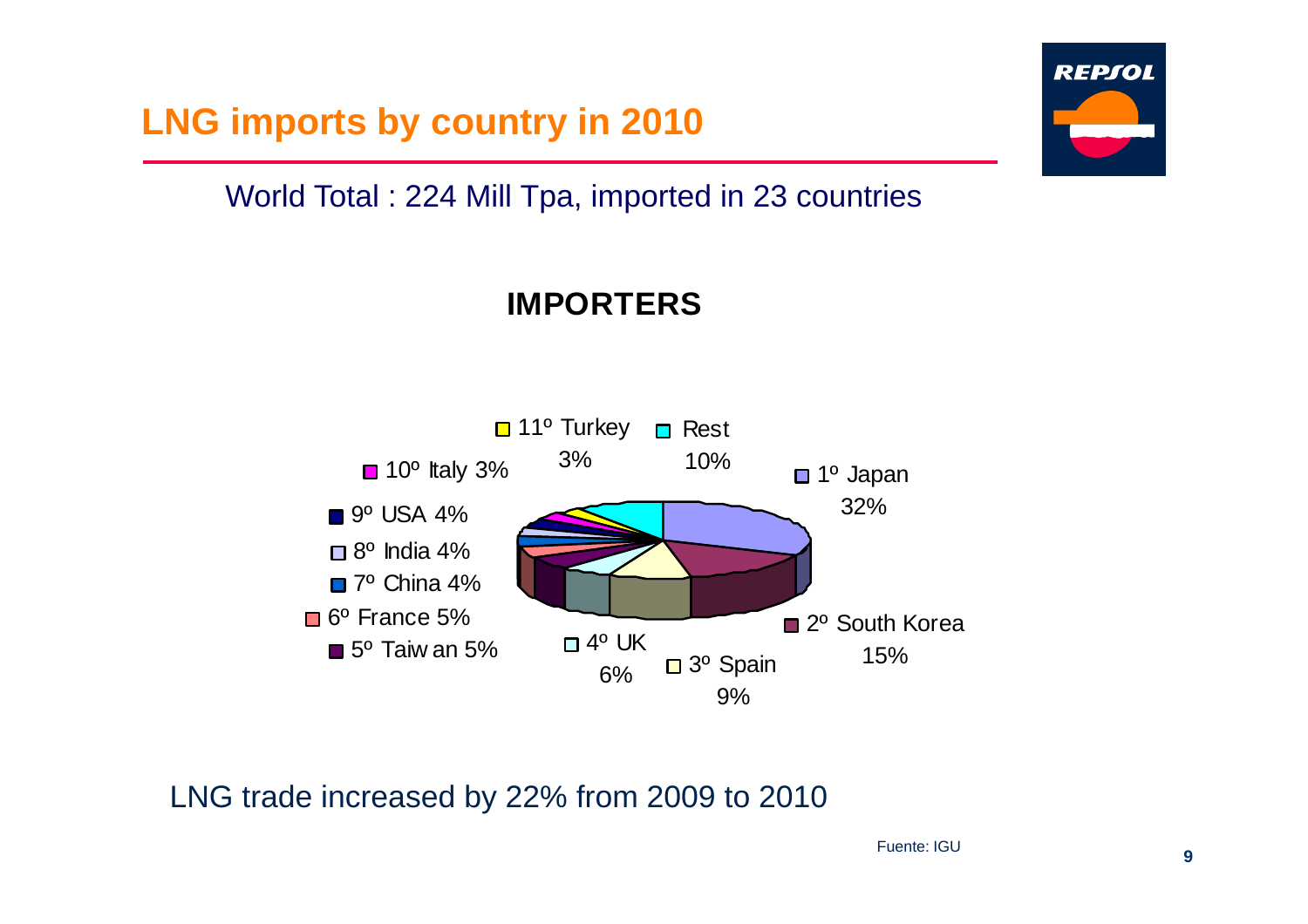# LNG imports by country in 2010

World Total : 224 Mill Tpa, imported in 23 countries

**IMPORTERS**

| Rank | Country | Share |
|---|---|---|
| 1º | Japan | 32% |
| 2º | South Korea | 15% |
| 3º | Spain | 9% |
| 4º | UK | 6% |
| 5º | Taiwan | 5% |
| 6º | France | 5% |
| 7º | China | 4% |
| 8º | India | 4% |
| 9º | USA | 4% |
| 10º | Italy | 3% |
| 11º | Turkey | 3% |
| | Rest | 10% |

LNG trade increased by 22% from 2009 to 2010

Fuente: IGU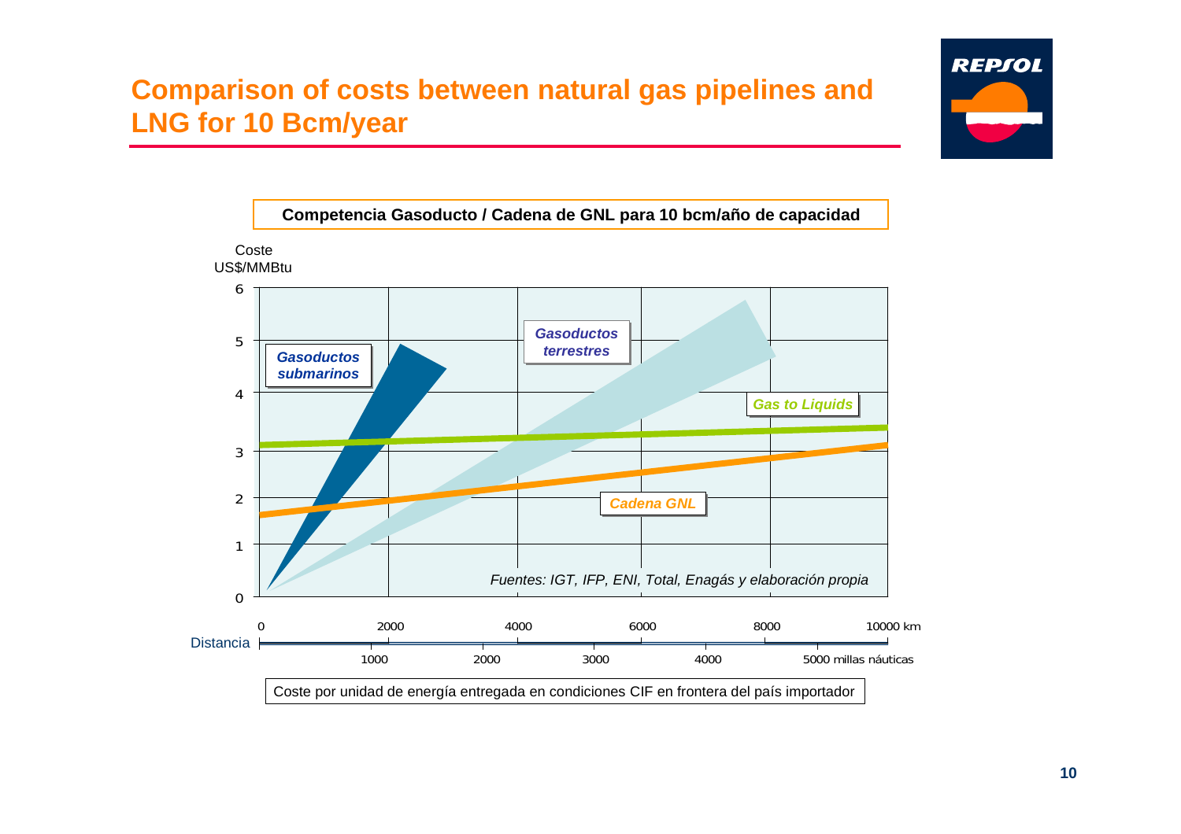# Comparison of costs between natural gas pipelines and LNG for 10 Bcm/year

**Competencia Gasoducto / Cadena de GNL para 10 bcm/año de capacidad**

Coste
US$/MMBtu

6
5
4
3
2
1
0

*Gasoductos submarinos*

*Gasoductos terrestres*

*Gas to Liquids*

*Cadena GNL*

*Fuentes: IGT, IFP, ENI, Total, Enagás y elaboración propia*

Distancia

0 2000 4000 6000 8000 10000 km

1000 2000 3000 4000 5000 millas náuticas

Coste por unidad de energía entregada en condiciones CIF en frontera del país importador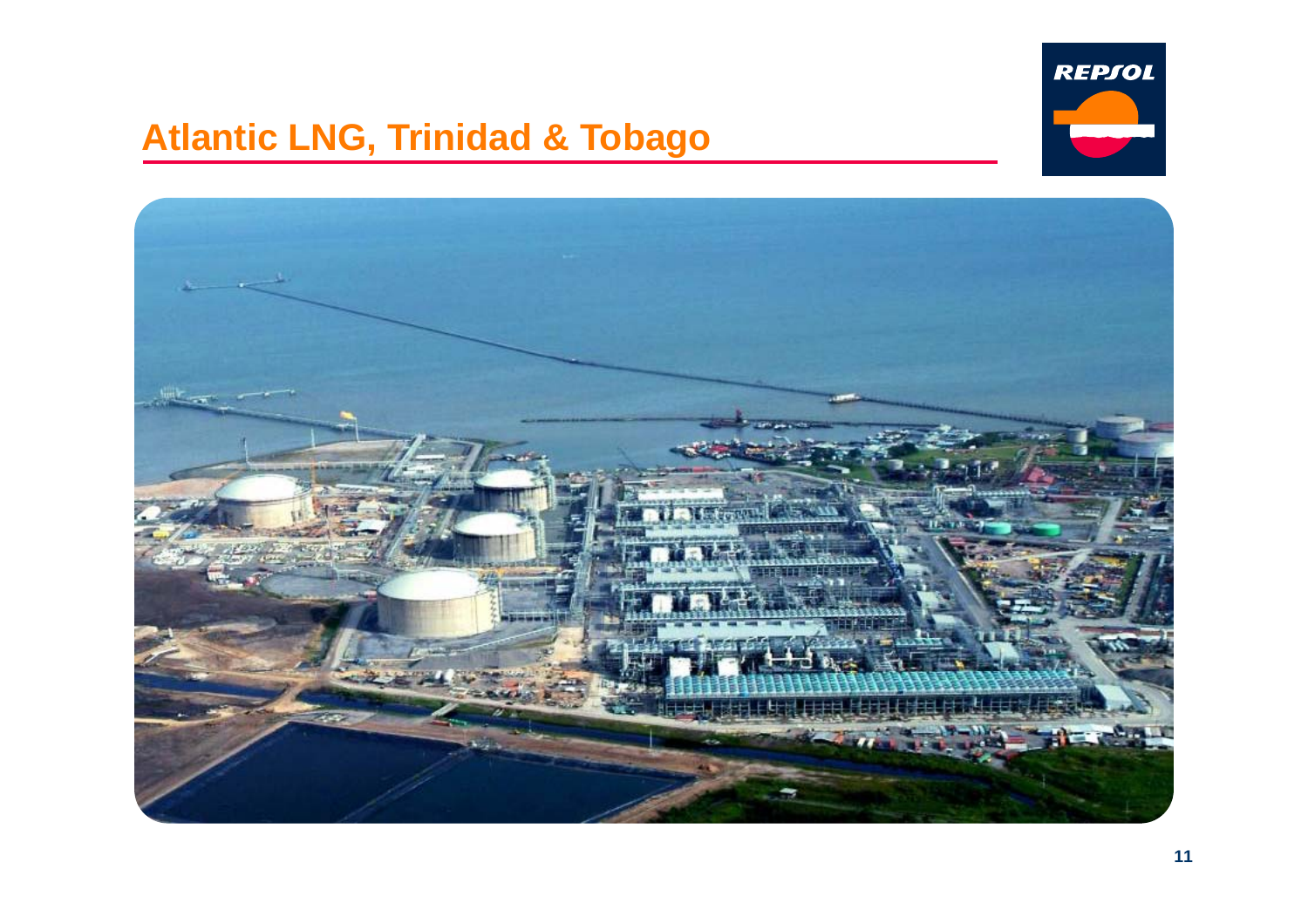# Atlantic LNG, Trinidad & Tobago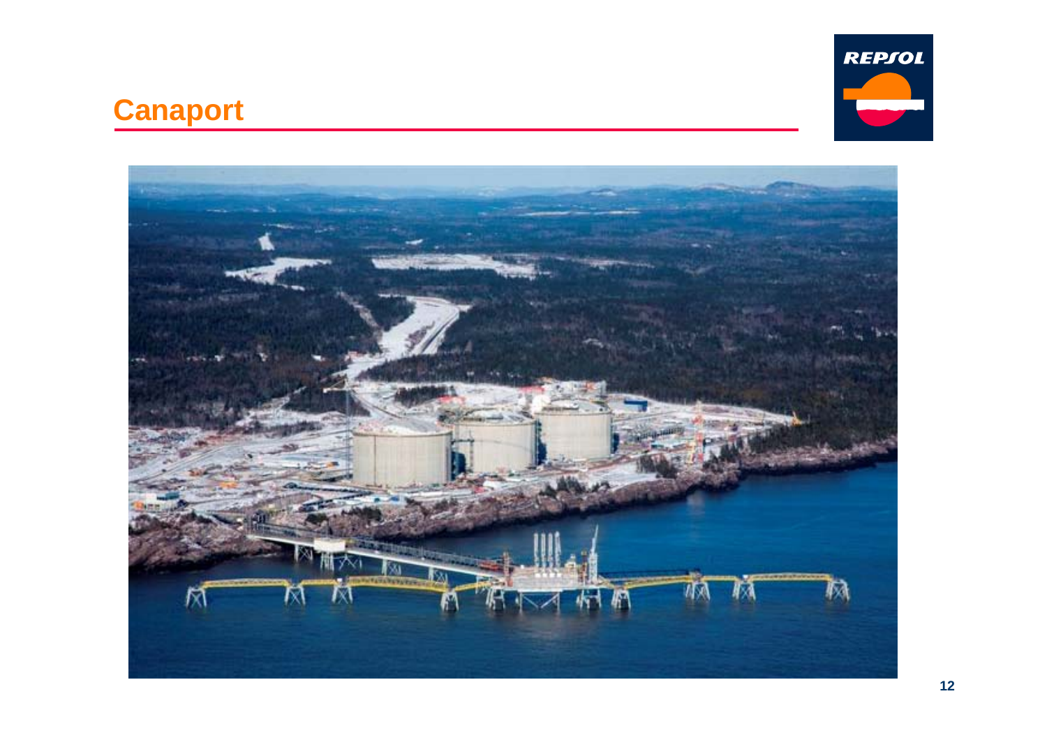# Canaport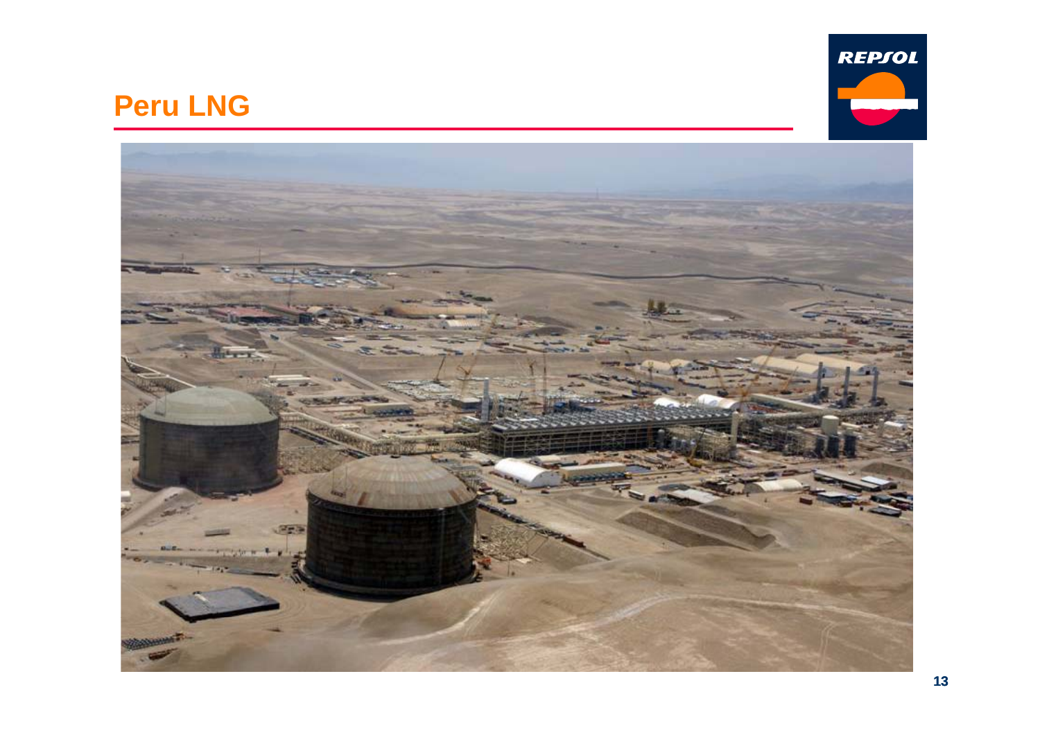# Peru LNG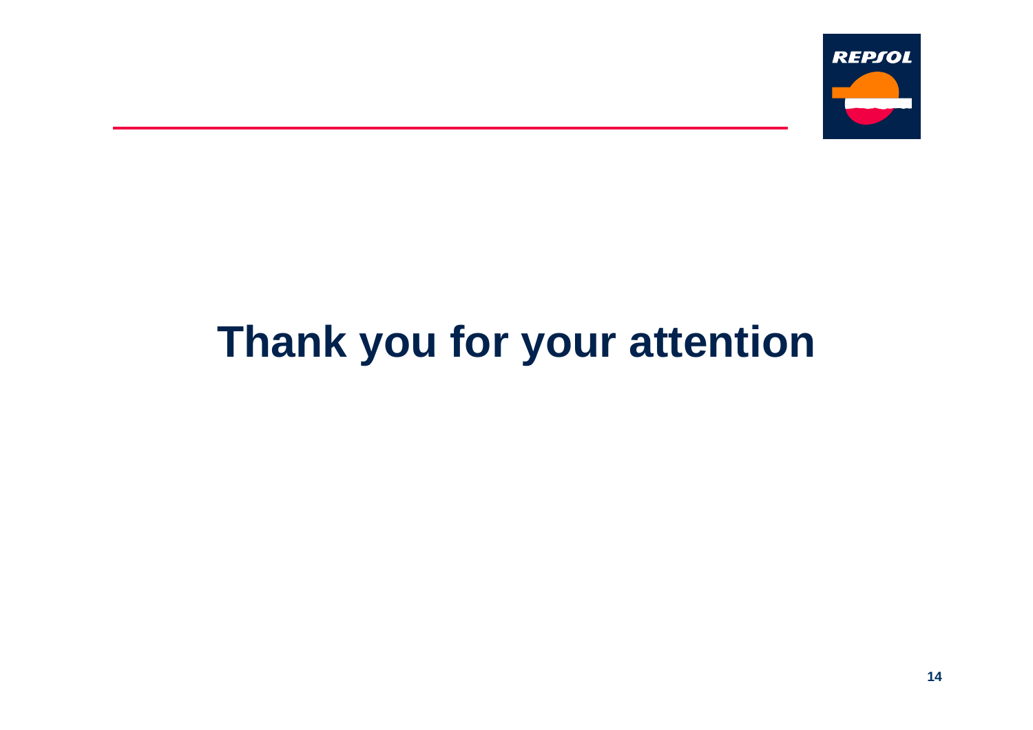# Thank you for your attention